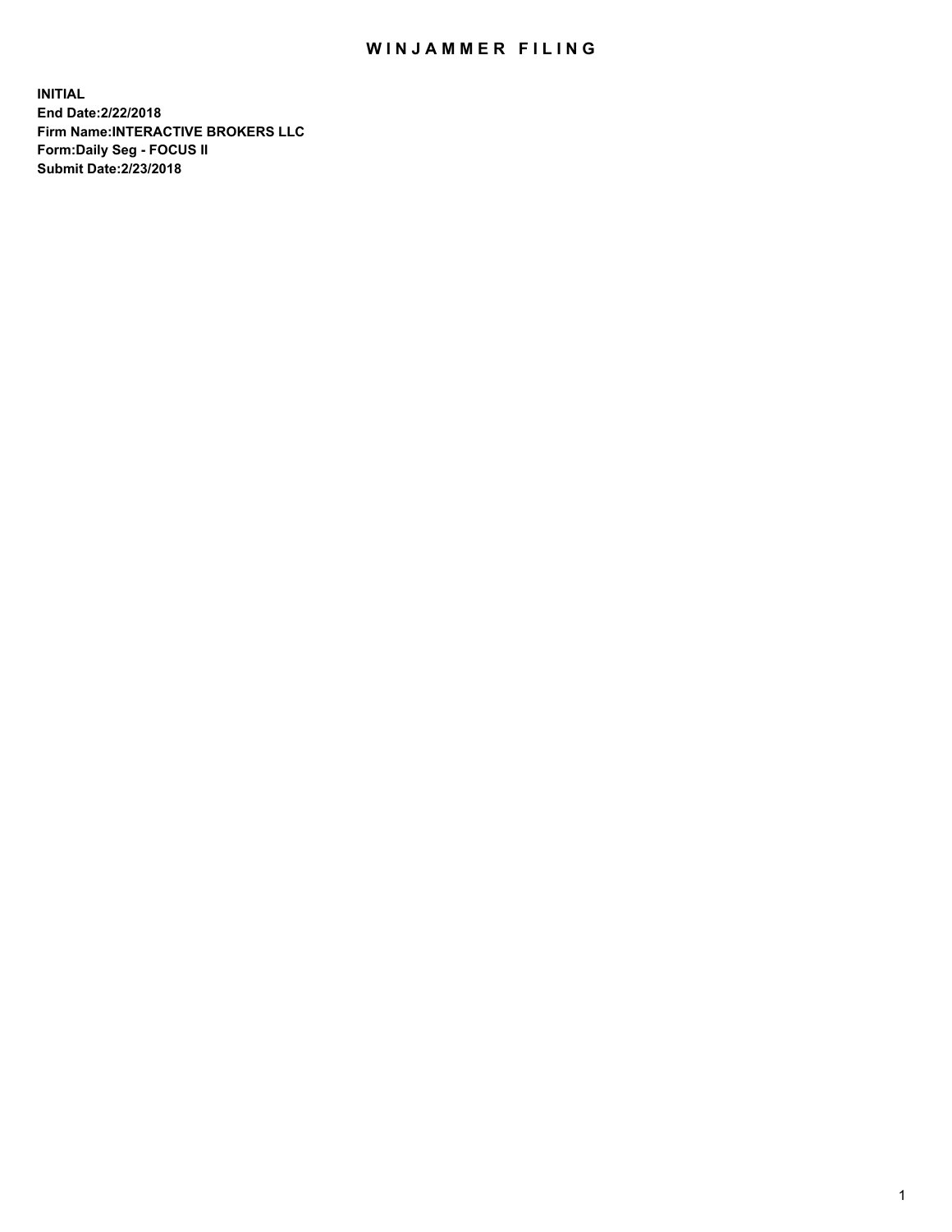# WINJAMMER FILING

**INITIAL**
**End Date:2/22/2018**
**Firm Name:INTERACTIVE BROKERS LLC**
**Form:Daily Seg - FOCUS II**
**Submit Date:2/23/2018**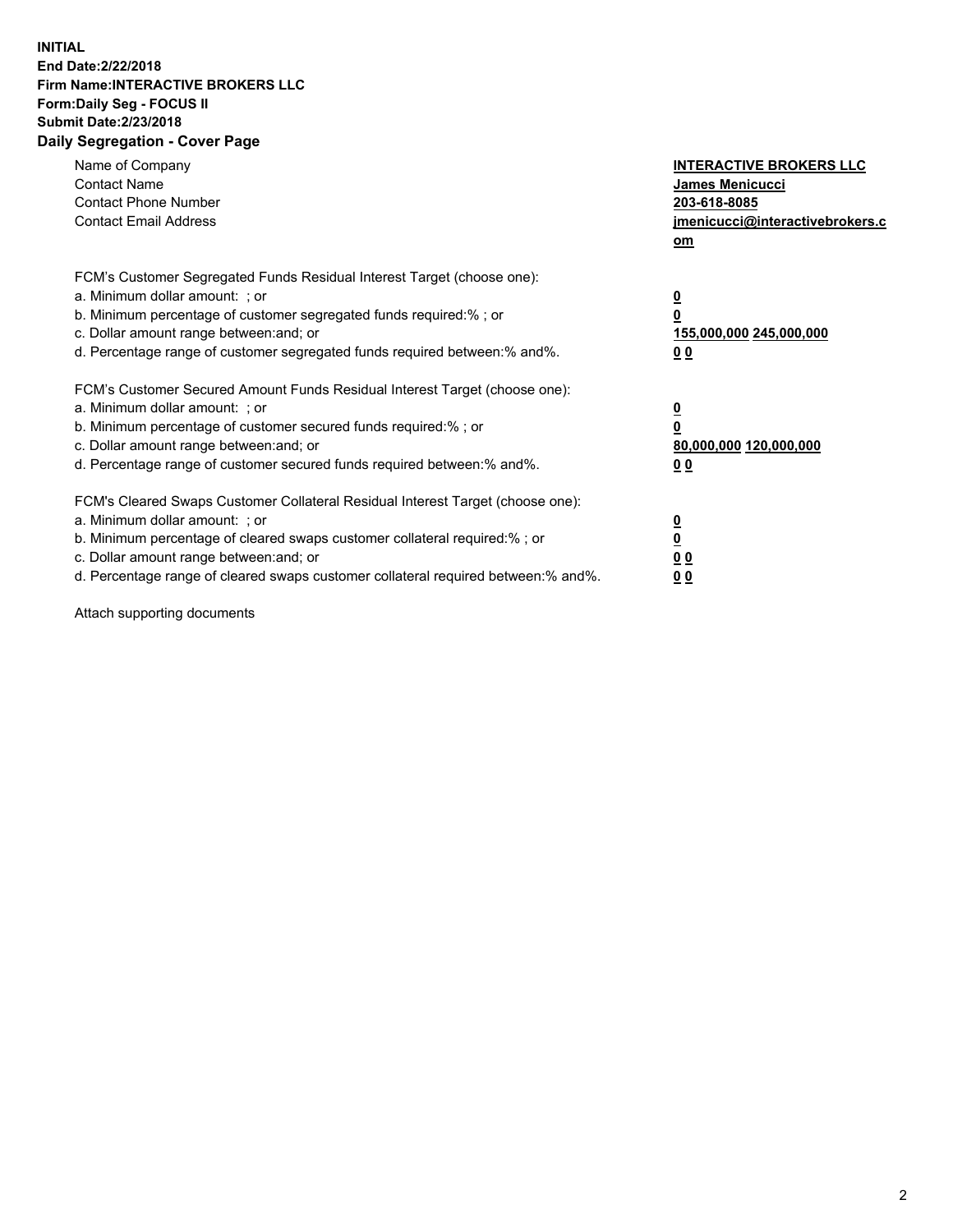**INITIAL**
**End Date:2/22/2018**
**Firm Name:INTERACTIVE BROKERS LLC**
**Form:Daily Seg - FOCUS II**
**Submit Date:2/23/2018**

## Daily Segregation - Cover Page

| | |
|---|---|
| Name of Company | **INTERACTIVE BROKERS LLC** |
| Contact Name | **James Menicucci** |
| Contact Phone Number | **203-618-8085** |
| Contact Email Address | **jmenicucci@interactivebrokers.com** |

| | |
|---|---|
| FCM's Customer Segregated Funds Residual Interest Target (choose one): | |
| a. Minimum dollar amount: ; or | **0** |
| b. Minimum percentage of customer segregated funds required:% ; or | **0** |
| c. Dollar amount range between:and; or | **155,000,000 245,000,000** |
| d. Percentage range of customer segregated funds required between:% and%. | **0 0** |

| | |
|---|---|
| FCM's Customer Secured Amount Funds Residual Interest Target (choose one): | |
| a. Minimum dollar amount: ; or | **0** |
| b. Minimum percentage of customer secured funds required:% ; or | **0** |
| c. Dollar amount range between:and; or | **80,000,000 120,000,000** |
| d. Percentage range of customer secured funds required between:% and%. | **0 0** |

| | |
|---|---|
| FCM's Cleared Swaps Customer Collateral Residual Interest Target (choose one): | |
| a. Minimum dollar amount: ; or | **0** |
| b. Minimum percentage of cleared swaps customer collateral required:% ; or | **0** |
| c. Dollar amount range between:and; or | **0 0** |
| d. Percentage range of cleared swaps customer collateral required between:% and%. | **0 0** |

Attach supporting documents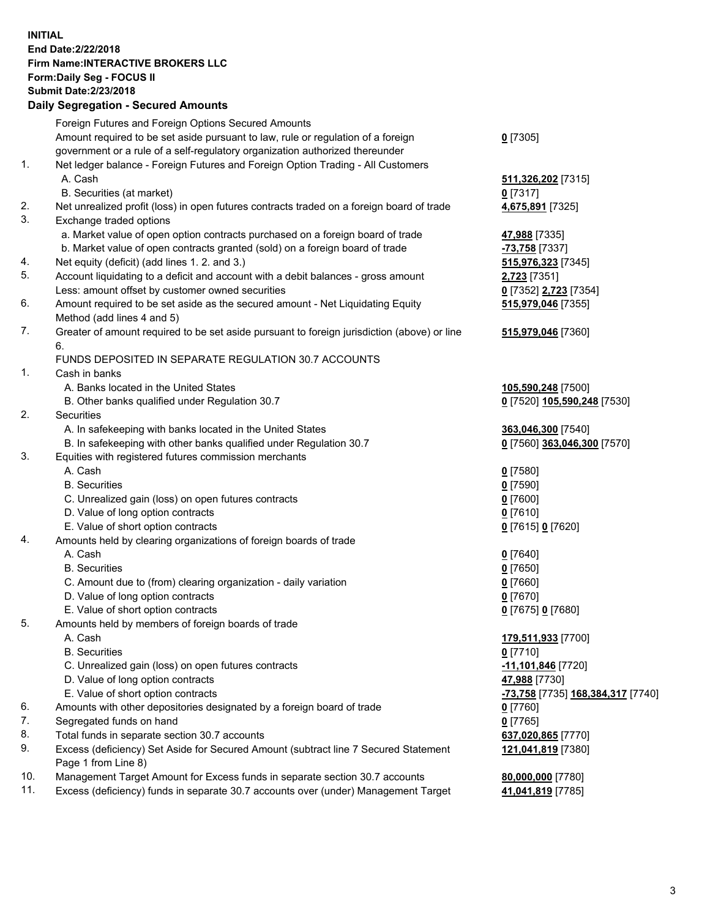**INITIAL**
**End Date:2/22/2018**
**Firm Name:INTERACTIVE BROKERS LLC**
**Form:Daily Seg - FOCUS II**
**Submit Date:2/23/2018**

## Daily Segregation - Secured Amounts

| | | |
|---|---|---|
| | Foreign Futures and Foreign Options Secured Amounts | |
| | Amount required to be set aside pursuant to law, rule or regulation of a foreign government or a rule of a self-regulatory organization authorized thereunder | **0** [7305] |
| 1. | Net ledger balance - Foreign Futures and Foreign Option Trading - All Customers | |
| | A. Cash | **511,326,202** [7315] |
| | B. Securities (at market) | **0** [7317] |
| 2. | Net unrealized profit (loss) in open futures contracts traded on a foreign board of trade | **4,675,891** [7325] |
| 3. | Exchange traded options | |
| | a. Market value of open option contracts purchased on a foreign board of trade | **47,988** [7335] |
| | b. Market value of open contracts granted (sold) on a foreign board of trade | **-73,758** [7337] |
| 4. | Net equity (deficit) (add lines 1. 2. and 3.) | **515,976,323** [7345] |
| 5. | Account liquidating to a deficit and account with a debit balances - gross amount | **2,723** [7351] |
| | Less: amount offset by customer owned securities | **0** [7352] **2,723** [7354] |
| 6. | Amount required to be set aside as the secured amount - Net Liquidating Equity Method (add lines 4 and 5) | **515,979,046** [7355] |
| 7. | Greater of amount required to be set aside pursuant to foreign jurisdiction (above) or line 6. | **515,979,046** [7360] |
| | FUNDS DEPOSITED IN SEPARATE REGULATION 30.7 ACCOUNTS | |
| 1. | Cash in banks | |
| | A. Banks located in the United States | **105,590,248** [7500] |
| | B. Other banks qualified under Regulation 30.7 | **0** [7520] **105,590,248** [7530] |
| 2. | Securities | |
| | A. In safekeeping with banks located in the United States | **363,046,300** [7540] |
| | B. In safekeeping with other banks qualified under Regulation 30.7 | **0** [7560] **363,046,300** [7570] |
| 3. | Equities with registered futures commission merchants | |
| | A. Cash | **0** [7580] |
| | B. Securities | **0** [7590] |
| | C. Unrealized gain (loss) on open futures contracts | **0** [7600] |
| | D. Value of long option contracts | **0** [7610] |
| | E. Value of short option contracts | **0** [7615] **0** [7620] |
| 4. | Amounts held by clearing organizations of foreign boards of trade | |
| | A. Cash | **0** [7640] |
| | B. Securities | **0** [7650] |
| | C. Amount due to (from) clearing organization - daily variation | **0** [7660] |
| | D. Value of long option contracts | **0** [7670] |
| | E. Value of short option contracts | **0** [7675] **0** [7680] |
| 5. | Amounts held by members of foreign boards of trade | |
| | A. Cash | **179,511,933** [7700] |
| | B. Securities | **0** [7710] |
| | C. Unrealized gain (loss) on open futures contracts | **-11,101,846** [7720] |
| | D. Value of long option contracts | **47,988** [7730] |
| | E. Value of short option contracts | **-73,758** [7735] **168,384,317** [7740] |
| 6. | Amounts with other depositories designated by a foreign board of trade | **0** [7760] |
| 7. | Segregated funds on hand | **0** [7765] |
| 8. | Total funds in separate section 30.7 accounts | **637,020,865** [7770] |
| 9. | Excess (deficiency) Set Aside for Secured Amount (subtract line 7 Secured Statement Page 1 from Line 8) | **121,041,819** [7380] |
| 10. | Management Target Amount for Excess funds in separate section 30.7 accounts | **80,000,000** [7780] |
| 11. | Excess (deficiency) funds in separate 30.7 accounts over (under) Management Target | **41,041,819** [7785] |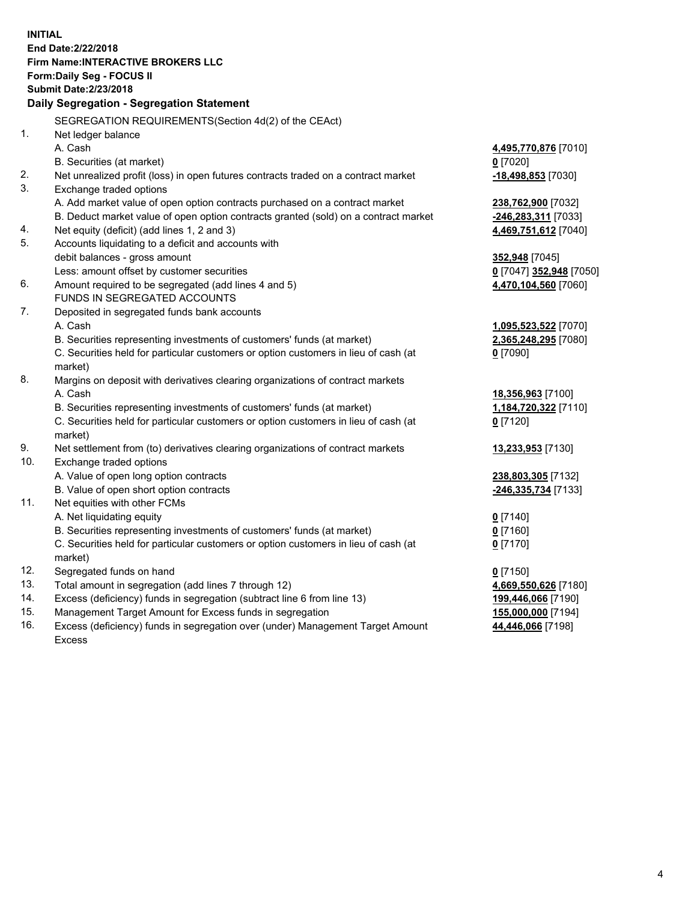**INITIAL**
**End Date:2/22/2018**
**Firm Name:INTERACTIVE BROKERS LLC**
**Form:Daily Seg - FOCUS II**
**Submit Date:2/23/2018**

## Daily Segregation - Segregation Statement

SEGREGATION REQUIREMENTS(Section 4d(2) of the CEAct)

| | | |
|---|---|---|
| 1. | Net ledger balance | |
| | A. Cash | **4,495,770,876** [7010] |
| | B. Securities (at market) | **0** [7020] |
| 2. | Net unrealized profit (loss) in open futures contracts traded on a contract market | **-18,498,853** [7030] |
| 3. | Exchange traded options | |
| | A. Add market value of open option contracts purchased on a contract market | **238,762,900** [7032] |
| | B. Deduct market value of open option contracts granted (sold) on a contract market | **-246,283,311** [7033] |
| 4. | Net equity (deficit) (add lines 1, 2 and 3) | **4,469,751,612** [7040] |
| 5. | Accounts liquidating to a deficit and accounts with | |
| | debit balances - gross amount | **352,948** [7045] |
| | Less: amount offset by customer securities | **0** [7047] **352,948** [7050] |
| 6. | Amount required to be segregated (add lines 4 and 5) | **4,470,104,560** [7060] |
| | FUNDS IN SEGREGATED ACCOUNTS | |
| 7. | Deposited in segregated funds bank accounts | |
| | A. Cash | **1,095,523,522** [7070] |
| | B. Securities representing investments of customers' funds (at market) | **2,365,248,295** [7080] |
| | C. Securities held for particular customers or option customers in lieu of cash (at market) | **0** [7090] |
| 8. | Margins on deposit with derivatives clearing organizations of contract markets | |
| | A. Cash | **18,356,963** [7100] |
| | B. Securities representing investments of customers' funds (at market) | **1,184,720,322** [7110] |
| | C. Securities held for particular customers or option customers in lieu of cash (at market) | **0** [7120] |
| 9. | Net settlement from (to) derivatives clearing organizations of contract markets | **13,233,953** [7130] |
| 10. | Exchange traded options | |
| | A. Value of open long option contracts | **238,803,305** [7132] |
| | B. Value of open short option contracts | **-246,335,734** [7133] |
| 11. | Net equities with other FCMs | |
| | A. Net liquidating equity | **0** [7140] |
| | B. Securities representing investments of customers' funds (at market) | **0** [7160] |
| | C. Securities held for particular customers or option customers in lieu of cash (at market) | **0** [7170] |
| 12. | Segregated funds on hand | **0** [7150] |
| 13. | Total amount in segregation (add lines 7 through 12) | **4,669,550,626** [7180] |
| 14. | Excess (deficiency) funds in segregation (subtract line 6 from line 13) | **199,446,066** [7190] |
| 15. | Management Target Amount for Excess funds in segregation | **155,000,000** [7194] |
| 16. | Excess (deficiency) funds in segregation over (under) Management Target Amount Excess | **44,446,066** [7198] |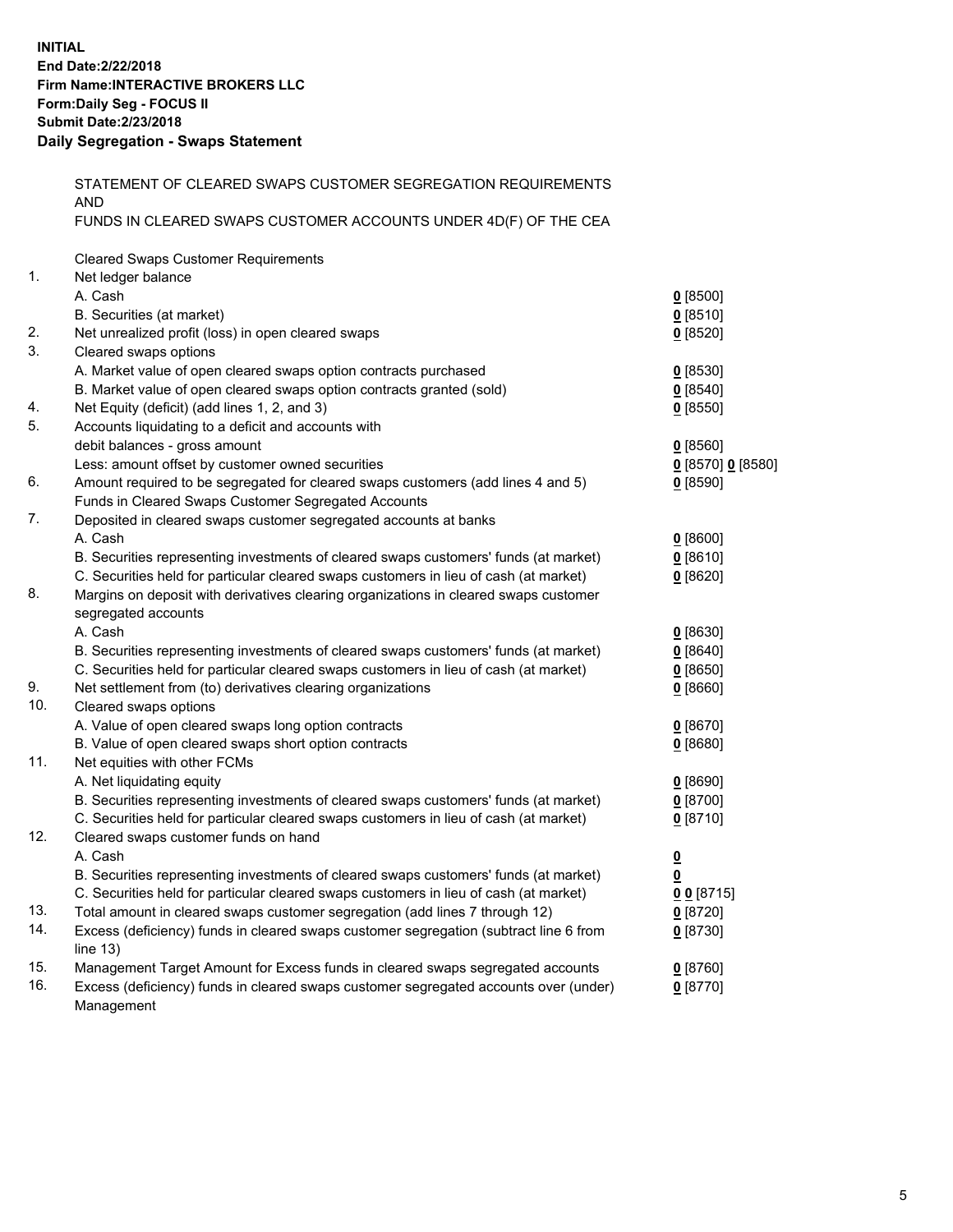**INITIAL**
**End Date:2/22/2018**
**Firm Name:INTERACTIVE BROKERS LLC**
**Form:Daily Seg - FOCUS II**
**Submit Date:2/23/2018**
**Daily Segregation - Swaps Statement**

STATEMENT OF CLEARED SWAPS CUSTOMER SEGREGATION REQUIREMENTS AND FUNDS IN CLEARED SWAPS CUSTOMER ACCOUNTS UNDER 4D(F) OF THE CEA

| | | |
|---|---|---|
| | Cleared Swaps Customer Requirements | |
| 1. | Net ledger balance | |
| | A. Cash | 0 [8500] |
| | B. Securities (at market) | 0 [8510] |
| 2. | Net unrealized profit (loss) in open cleared swaps | 0 [8520] |
| 3. | Cleared swaps options | |
| | A. Market value of open cleared swaps option contracts purchased | 0 [8530] |
| | B. Market value of open cleared swaps option contracts granted (sold) | 0 [8540] |
| 4. | Net Equity (deficit) (add lines 1, 2, and 3) | 0 [8550] |
| 5. | Accounts liquidating to a deficit and accounts with | |
| | debit balances - gross amount | 0 [8560] |
| | Less: amount offset by customer owned securities | 0 [8570] 0 [8580] |
| 6. | Amount required to be segregated for cleared swaps customers (add lines 4 and 5) | 0 [8590] |
| | Funds in Cleared Swaps Customer Segregated Accounts | |
| 7. | Deposited in cleared swaps customer segregated accounts at banks | |
| | A. Cash | 0 [8600] |
| | B. Securities representing investments of cleared swaps customers' funds (at market) | 0 [8610] |
| | C. Securities held for particular cleared swaps customers in lieu of cash (at market) | 0 [8620] |
| 8. | Margins on deposit with derivatives clearing organizations in cleared swaps customer segregated accounts | |
| | A. Cash | 0 [8630] |
| | B. Securities representing investments of cleared swaps customers' funds (at market) | 0 [8640] |
| | C. Securities held for particular cleared swaps customers in lieu of cash (at market) | 0 [8650] |
| 9. | Net settlement from (to) derivatives clearing organizations | 0 [8660] |
| 10. | Cleared swaps options | |
| | A. Value of open cleared swaps long option contracts | 0 [8670] |
| | B. Value of open cleared swaps short option contracts | 0 [8680] |
| 11. | Net equities with other FCMs | |
| | A. Net liquidating equity | 0 [8690] |
| | B. Securities representing investments of cleared swaps customers' funds (at market) | 0 [8700] |
| | C. Securities held for particular cleared swaps customers in lieu of cash (at market) | 0 [8710] |
| 12. | Cleared swaps customer funds on hand | |
| | A. Cash | 0 |
| | B. Securities representing investments of cleared swaps customers' funds (at market) | 0 |
| | C. Securities held for particular cleared swaps customers in lieu of cash (at market) | 0 0 [8715] |
| 13. | Total amount in cleared swaps customer segregation (add lines 7 through 12) | 0 [8720] |
| 14. | Excess (deficiency) funds in cleared swaps customer segregation (subtract line 6 from line 13) | 0 [8730] |
| 15. | Management Target Amount for Excess funds in cleared swaps segregated accounts | 0 [8760] |
| 16. | Excess (deficiency) funds in cleared swaps customer segregated accounts over (under) Management | 0 [8770] |